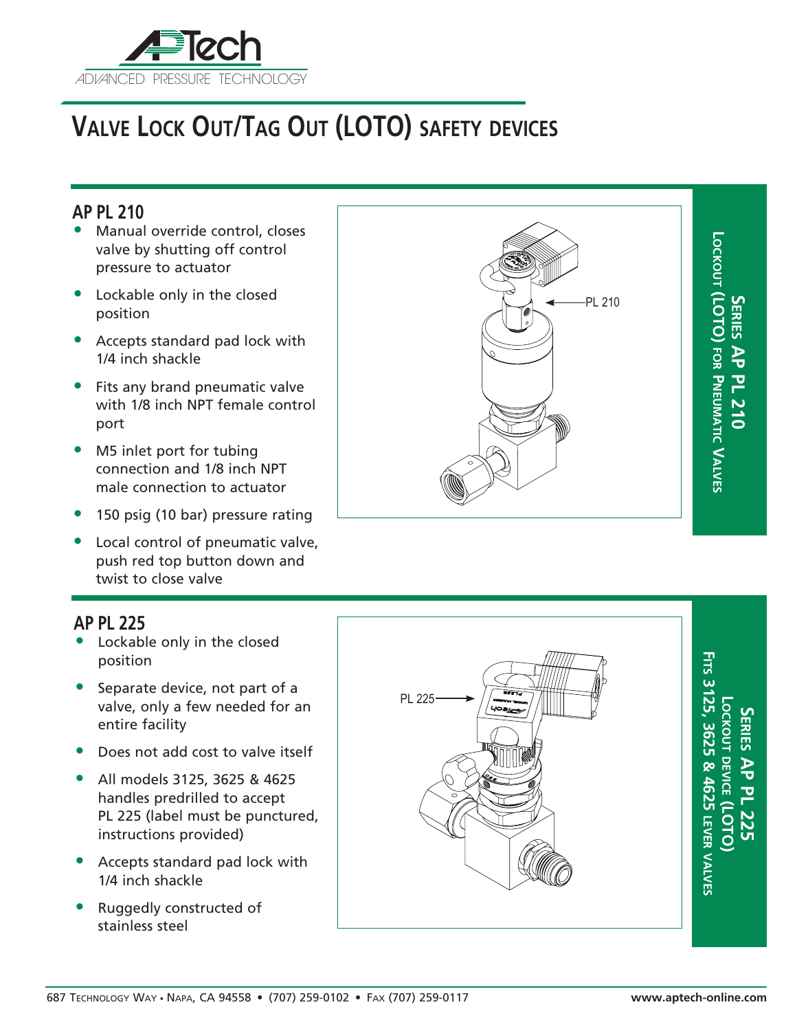APTech
ADVANCED PRESSURE TECHNOLOGY

# VALVE LOCK OUT/TAG OUT (LOTO) SAFETY DEVICES

## AP PL 210

- Manual override control, closes valve by shutting off control pressure to actuator
- Lockable only in the closed position
- Accepts standard pad lock with 1/4 inch shackle
- Fits any brand pneumatic valve with 1/8 inch NPT female control port
- M5 inlet port for tubing connection and 1/8 inch NPT male connection to actuator
- 150 psig (10 bar) pressure rating
- Local control of pneumatic valve, push red top button down and twist to close valve

PL 210

**SERIES AP PL 210**
LOCKOUT (LOTO) FOR PNEUMATIC VALVES

## AP PL 225

- Lockable only in the closed position
- Separate device, not part of a valve, only a few needed for an entire facility
- Does not add cost to valve itself
- All models 3125, 3625 & 4625 handles predrilled to accept PL 225 (label must be punctured, instructions provided)
- Accepts standard pad lock with 1/4 inch shackle
- Ruggedly constructed of stainless steel

PL 225

**SERIES AP PL 225**
LOCKOUT DEVICE (LOTO)
FITS 3125, 3625 & 4625 LEVER VALVES

687 TECHNOLOGY WAY • NAPA, CA 94558 • (707) 259-0102 • FAX (707) 259-0117 www.aptech-online.com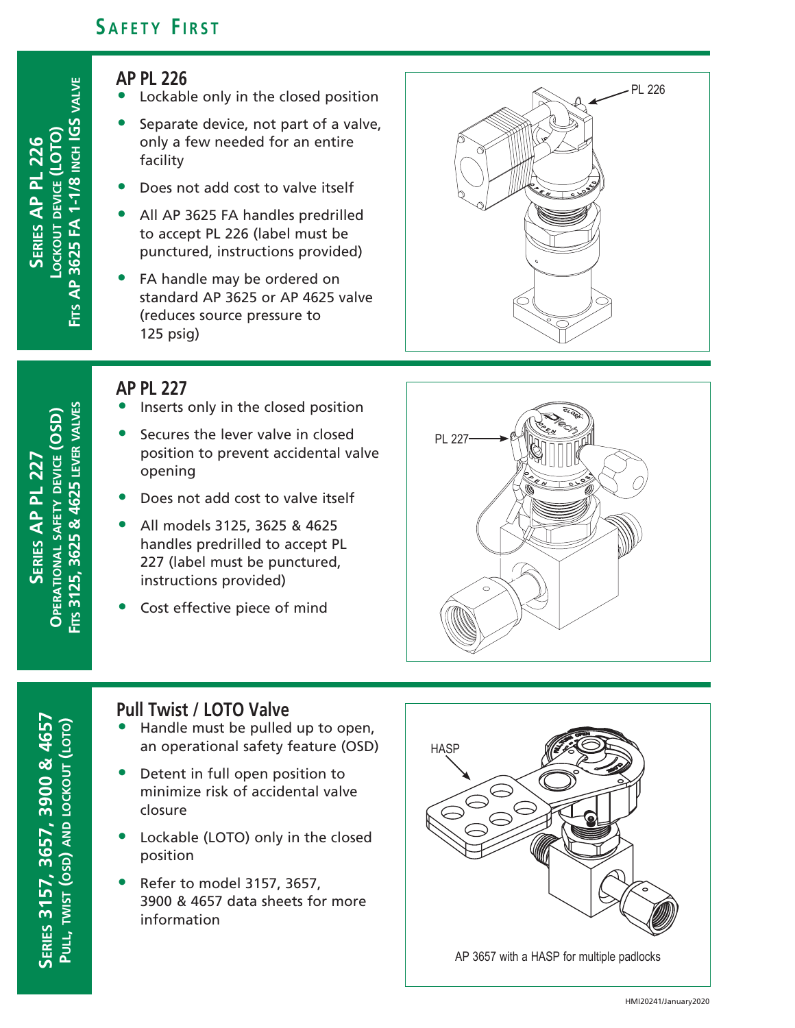# SAFETY FIRST

## SERIES AP PL 226
### LOCKOUT DEVICE (LOTO)
### FITS AP 3625 FA 1-1/8 INCH IGS VALVE

### AP PL 226

- Lockable only in the closed position
- Separate device, not part of a valve, only a few needed for an entire facility
- Does not add cost to valve itself
- All AP 3625 FA handles predrilled to accept PL 226 (label must be punctured, instructions provided)
- FA handle may be ordered on standard AP 3625 or AP 4625 valve (reduces source pressure to 125 psig)

PL 226

## SERIES AP PL 227
### OPERATIONAL SAFETY DEVICE (OSD)
### FITS 3125, 3625 & 4625 LEVER VALVES

### AP PL 227

- Inserts only in the closed position
- Secures the lever valve in closed position to prevent accidental valve opening
- Does not add cost to valve itself
- All models 3125, 3625 & 4625 handles predrilled to accept PL 227 (label must be punctured, instructions provided)
- Cost effective piece of mind

PL 227

## SERIES 3157, 3657, 3900 & 4657
### PULL, TWIST (OSD) AND LOCKOUT (LOTO)

### Pull Twist / LOTO Valve

- Handle must be pulled up to open, an operational safety feature (OSD)
- Detent in full open position to minimize risk of accidental valve closure
- Lockable (LOTO) only in the closed position
- Refer to model 3157, 3657, 3900 & 4657 data sheets for more information

HASP

AP 3657 with a HASP for multiple padlocks

HMI20241/January2020